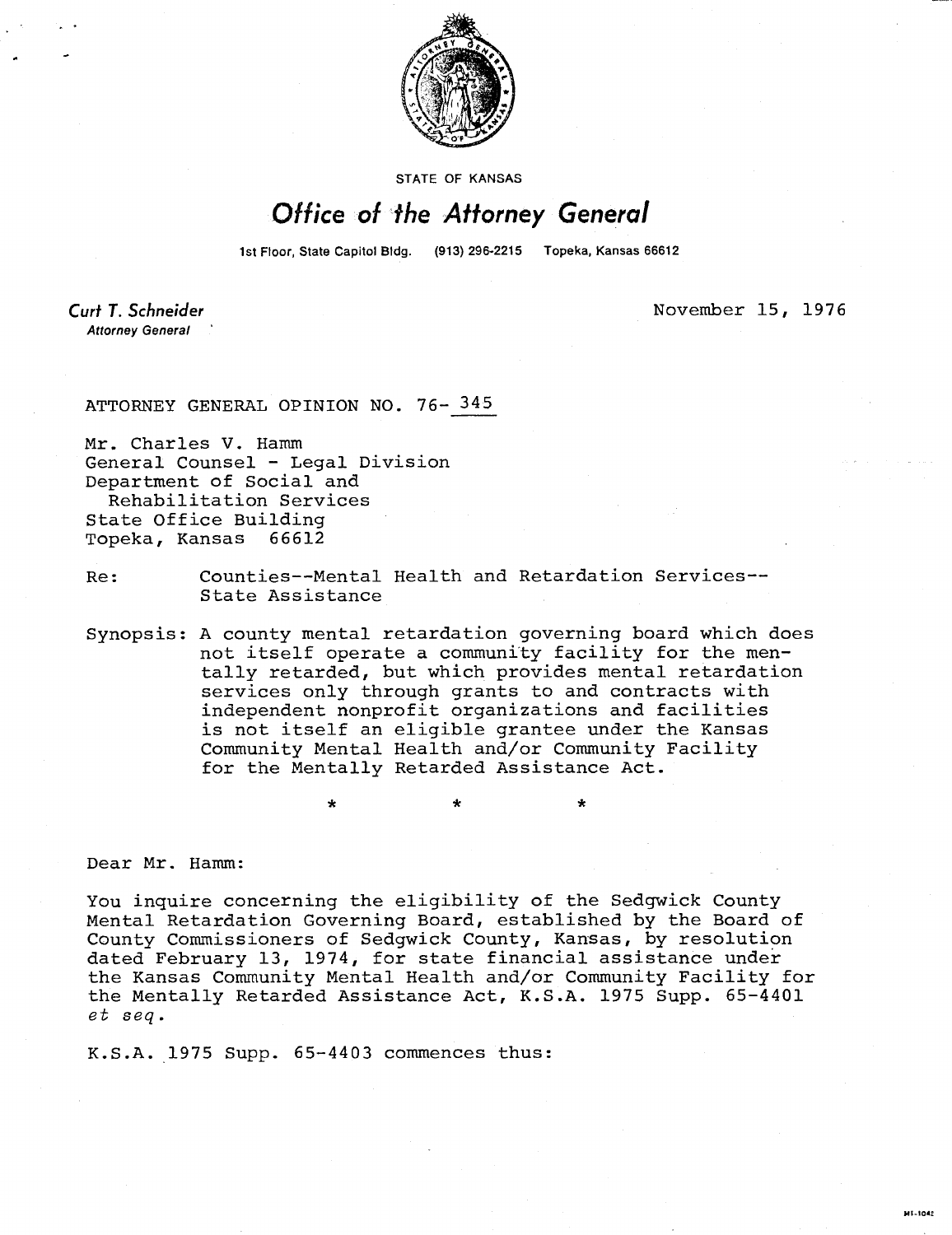STATE OF KANSAS

# Office of the Attorney General

1st Floor, State Capitol Bldg. (913) 296-2215 Topeka, Kansas 66612

**Curt T. Schneider**
*Attorney General*

November 15, 1976

ATTORNEY GENERAL OPINION NO. 76-345

Mr. Charles V. Hamm
General Counsel - Legal Division
Department of Social and
Rehabilitation Services
State Office Building
Topeka, Kansas 66612

Re: Counties--Mental Health and Retardation Services--State Assistance

Synopsis: A county mental retardation governing board which does not itself operate a community facility for the mentally retarded, but which provides mental retardation services only through grants to and contracts with independent nonprofit organizations and facilities is not itself an eligible grantee under the Kansas Community Mental Health and/or Community Facility for the Mentally Retarded Assistance Act.

\* \* \*

Dear Mr. Hamm:

You inquire concerning the eligibility of the Sedgwick County Mental Retardation Governing Board, established by the Board of County Commissioners of Sedgwick County, Kansas, by resolution dated February 13, 1974, for state financial assistance under the Kansas Community Mental Health and/or Community Facility for the Mentally Retarded Assistance Act, K.S.A. 1975 Supp. 65-4401 *et seq.*

K.S.A. 1975 Supp. 65-4403 commences thus: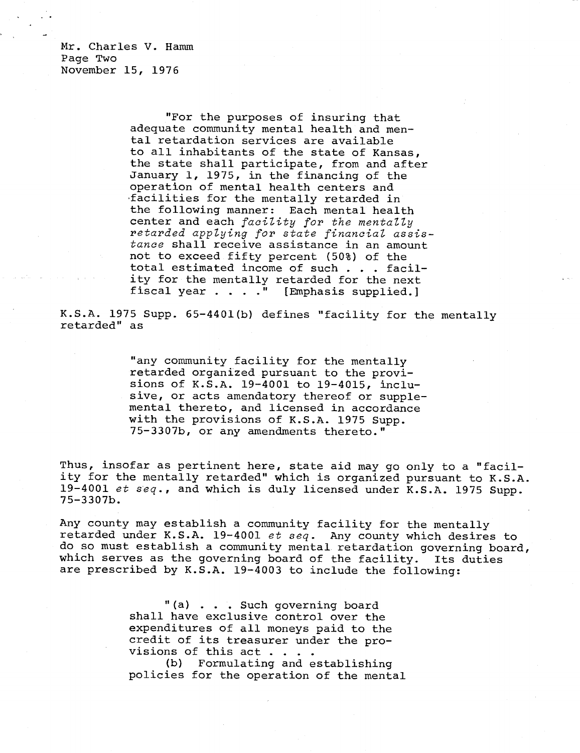Mr. Charles V. Hamm
Page Two
November 15, 1976

> "For the purposes of insuring that adequate community mental health and mental retardation services are available to all inhabitants of the state of Kansas, the state shall participate, from and after January 1, 1975, in the financing of the operation of mental health centers and facilities for the mentally retarded in the following manner: Each mental health center and each *facility for the mentally retarded applying for state financial assistance* shall receive assistance in an amount not to exceed fifty percent (50%) of the total estimated income of such . . . facility for the mentally retarded for the next fiscal year . . . ." [Emphasis supplied.]

K.S.A. 1975 Supp. 65-4401(b) defines "facility for the mentally retarded" as

> "any community facility for the mentally retarded organized pursuant to the provisions of K.S.A. 19-4001 to 19-4015, inclusive, or acts amendatory thereof or supplemental thereto, and licensed in accordance with the provisions of K.S.A. 1975 Supp. 75-3307b, or any amendments thereto."

Thus, insofar as pertinent here, state aid may go only to a "facility for the mentally retarded" which is organized pursuant to K.S.A. 19-4001 *et seq.*, and which is duly licensed under K.S.A. 1975 Supp. 75-3307b.

Any county may establish a community facility for the mentally retarded under K.S.A. 19-4001 *et seq.* Any county which desires to do so must establish a community mental retardation governing board, which serves as the governing board of the facility. Its duties are prescribed by K.S.A. 19-4003 to include the following:

> "(a) . . . Such governing board shall have exclusive control over the expenditures of all moneys paid to the credit of its treasurer under the provisions of this act . . . .
>
> (b) Formulating and establishing policies for the operation of the mental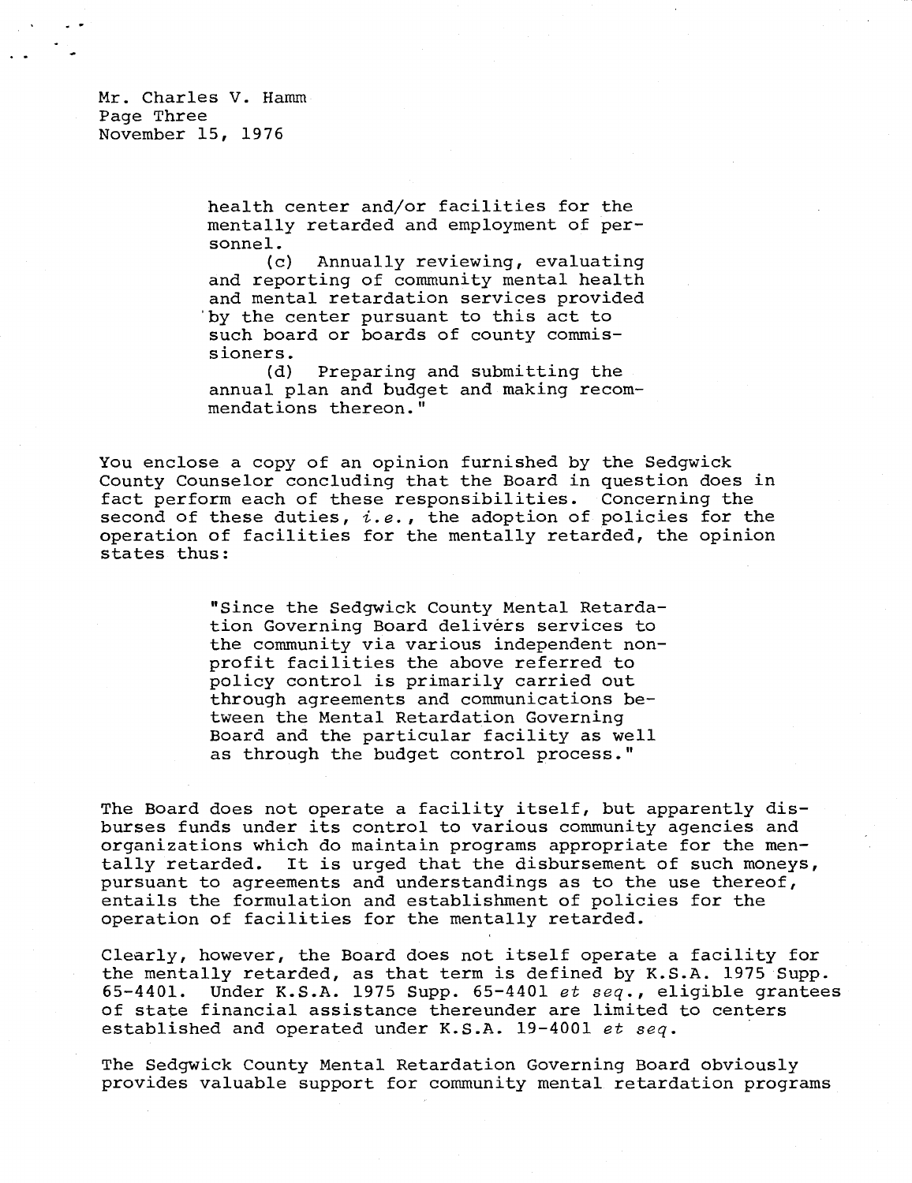> health center and/or facilities for the mentally retarded and employment of personnel.
>
> (c) Annually reviewing, evaluating and reporting of community mental health and mental retardation services provided by the center pursuant to this act to such board or boards of county commissioners.
>
> (d) Preparing and submitting the annual plan and budget and making recommendations thereon."

You enclose a copy of an opinion furnished by the Sedgwick County Counselor concluding that the Board in question does in fact perform each of these responsibilities. Concerning the second of these duties, *i.e.*, the adoption of policies for the operation of facilities for the mentally retarded, the opinion states thus:

> "Since the Sedgwick County Mental Retardation Governing Board delivers services to the community via various independent non-profit facilities the above referred to policy control is primarily carried out through agreements and communications between the Mental Retardation Governing Board and the particular facility as well as through the budget control process."

The Board does not operate a facility itself, but apparently disburses funds under its control to various community agencies and organizations which do maintain programs appropriate for the mentally retarded. It is urged that the disbursement of such moneys, pursuant to agreements and understandings as to the use thereof, entails the formulation and establishment of policies for the operation of facilities for the mentally retarded.

Clearly, however, the Board does not itself operate a facility for the mentally retarded, as that term is defined by K.S.A. 1975 Supp. 65-4401. Under K.S.A. 1975 Supp. 65-4401 *et seq.*, eligible grantees of state financial assistance thereunder are limited to centers established and operated under K.S.A. 19-4001 *et seq.*

The Sedgwick County Mental Retardation Governing Board obviously provides valuable support for community mental retardation programs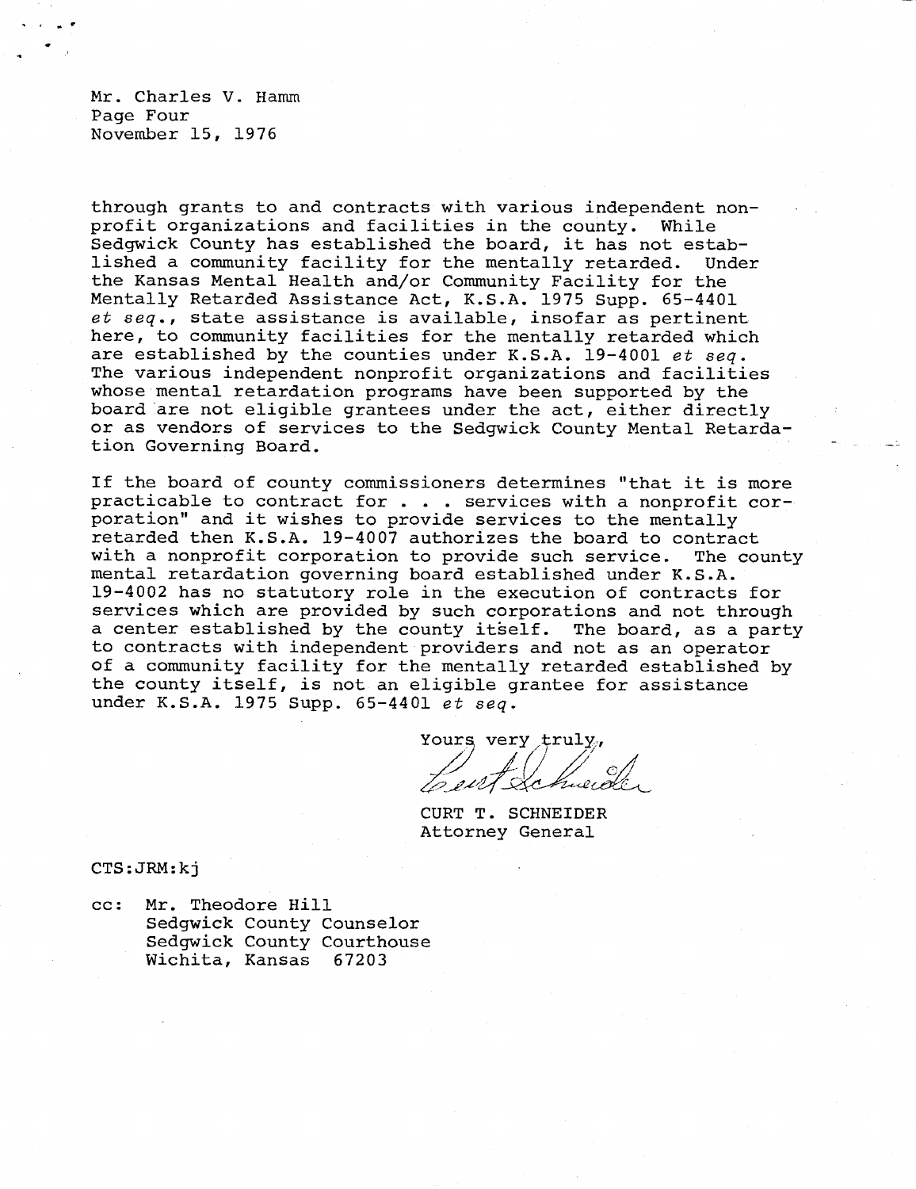Mr. Charles V. Hamm
Page Four
November 15, 1976

through grants to and contracts with various independent nonprofit organizations and facilities in the county. While Sedgwick County has established the board, it has not established a community facility for the mentally retarded. Under the Kansas Mental Health and/or Community Facility for the Mentally Retarded Assistance Act, K.S.A. 1975 Supp. 65-4401 *et seq.*, state assistance is available, insofar as pertinent here, to community facilities for the mentally retarded which are established by the counties under K.S.A. 19-4001 *et seq.* The various independent nonprofit organizations and facilities whose mental retardation programs have been supported by the board are not eligible grantees under the act, either directly or as vendors of services to the Sedgwick County Mental Retardation Governing Board.

If the board of county commissioners determines "that it is more practicable to contract for . . . services with a nonprofit corporation" and it wishes to provide services to the mentally retarded then K.S.A. 19-4007 authorizes the board to contract with a nonprofit corporation to provide such service. The county mental retardation governing board established under K.S.A. 19-4002 has no statutory role in the execution of contracts for services which are provided by such corporations and not through a center established by the county itself. The board, as a party to contracts with independent providers and not as an operator of a community facility for the mentally retarded established by the county itself, is not an eligible grantee for assistance under K.S.A. 1975 Supp. 65-4401 *et seq.*

Yours very truly,

CURT T. SCHNEIDER
Attorney General

CTS:JRM:kj

cc: Mr. Theodore Hill
Sedgwick County Counselor
Sedgwick County Courthouse
Wichita, Kansas 67203